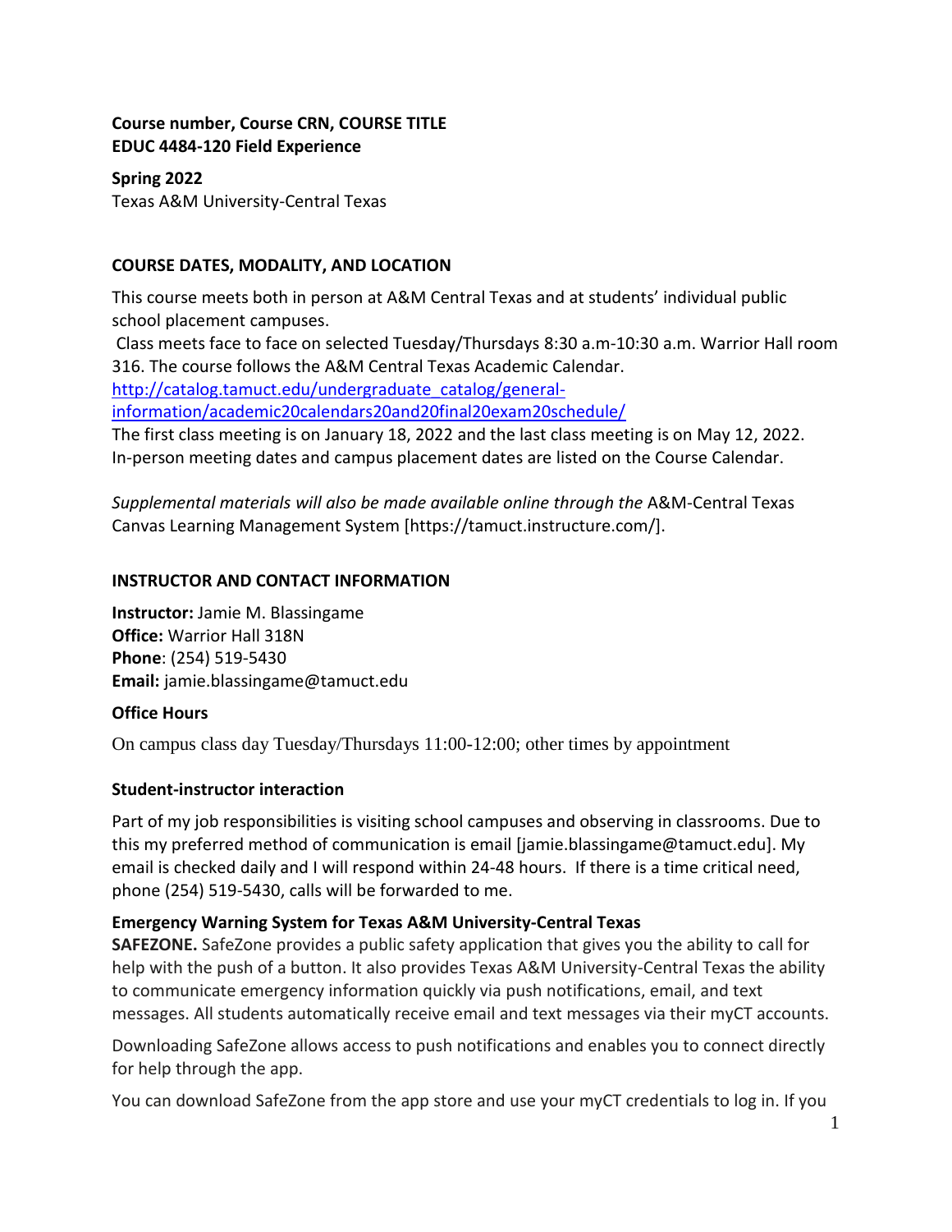**Course number, Course CRN, COURSE TITLE**
**EDUC 4484-120 Field Experience**

**Spring 2022**
Texas A&M University-Central Texas

## COURSE DATES, MODALITY, AND LOCATION

This course meets both in person at A&M Central Texas and at students' individual public school placement campuses.
Class meets face to face on selected Tuesday/Thursdays 8:30 a.m-10:30 a.m. Warrior Hall room 316. The course follows the A&M Central Texas Academic Calendar.
http://catalog.tamuct.edu/undergraduate_catalog/general-information/academic20calendars20and20final20exam20schedule/
The first class meeting is on January 18, 2022 and the last class meeting is on May 12, 2022. In-person meeting dates and campus placement dates are listed on the Course Calendar.

*Supplemental materials will also be made available online through the* A&M-Central Texas Canvas Learning Management System [https://tamuct.instructure.com/].

## INSTRUCTOR AND CONTACT INFORMATION

**Instructor:** Jamie M. Blassingame
**Office:** Warrior Hall 318N
**Phone**: (254) 519-5430
**Email:** jamie.blassingame@tamuct.edu

### Office Hours

On campus class day Tuesday/Thursdays 11:00-12:00; other times by appointment

### Student-instructor interaction

Part of my job responsibilities is visiting school campuses and observing in classrooms. Due to this my preferred method of communication is email [jamie.blassingame@tamuct.edu]. My email is checked daily and I will respond within 24-48 hours. If there is a time critical need, phone (254) 519-5430, calls will be forwarded to me.

### Emergency Warning System for Texas A&M University-Central Texas

**SAFEZONE.** SafeZone provides a public safety application that gives you the ability to call for help with the push of a button. It also provides Texas A&M University-Central Texas the ability to communicate emergency information quickly via push notifications, email, and text messages. All students automatically receive email and text messages via their myCT accounts.

Downloading SafeZone allows access to push notifications and enables you to connect directly for help through the app.

You can download SafeZone from the app store and use your myCT credentials to log in. If you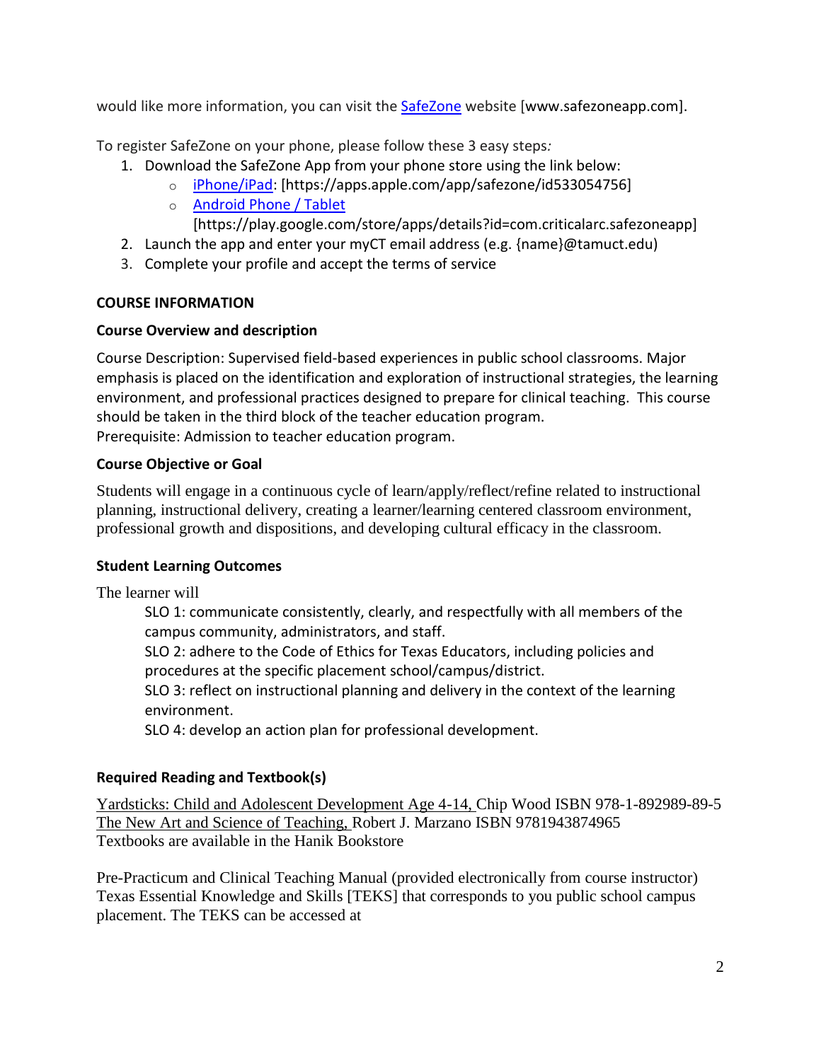would like more information, you can visit the [SafeZone](http://www.safezoneapp.com) website [www.safezoneapp.com].

To register SafeZone on your phone, please follow these 3 easy steps:

1. Download the SafeZone App from your phone store using the link below:
   - iPhone/iPad: [https://apps.apple.com/app/safezone/id533054756]
   - Android Phone / Tablet [https://play.google.com/store/apps/details?id=com.criticalarc.safezoneapp]
2. Launch the app and enter your myCT email address (e.g. {name}@tamuct.edu)
3. Complete your profile and accept the terms of service

**COURSE INFORMATION**

**Course Overview and description**

Course Description: Supervised field-based experiences in public school classrooms. Major emphasis is placed on the identification and exploration of instructional strategies, the learning environment, and professional practices designed to prepare for clinical teaching. This course should be taken in the third block of the teacher education program.
Prerequisite: Admission to teacher education program.

**Course Objective or Goal**

Students will engage in a continuous cycle of learn/apply/reflect/refine related to instructional planning, instructional delivery, creating a learner/learning centered classroom environment, professional growth and dispositions, and developing cultural efficacy in the classroom.

**Student Learning Outcomes**

The learner will

SLO 1: communicate consistently, clearly, and respectfully with all members of the campus community, administrators, and staff.
SLO 2: adhere to the Code of Ethics for Texas Educators, including policies and procedures at the specific placement school/campus/district.
SLO 3: reflect on instructional planning and delivery in the context of the learning environment.
SLO 4: develop an action plan for professional development.

**Required Reading and Textbook(s)**

Yardsticks: Child and Adolescent Development Age 4-14, Chip Wood ISBN 978-1-892989-89-5
The New Art and Science of Teaching, Robert J. Marzano ISBN 9781943874965
Textbooks are available in the Hanik Bookstore

Pre-Practicum and Clinical Teaching Manual (provided electronically from course instructor)
Texas Essential Knowledge and Skills [TEKS] that corresponds to you public school campus placement. The TEKS can be accessed at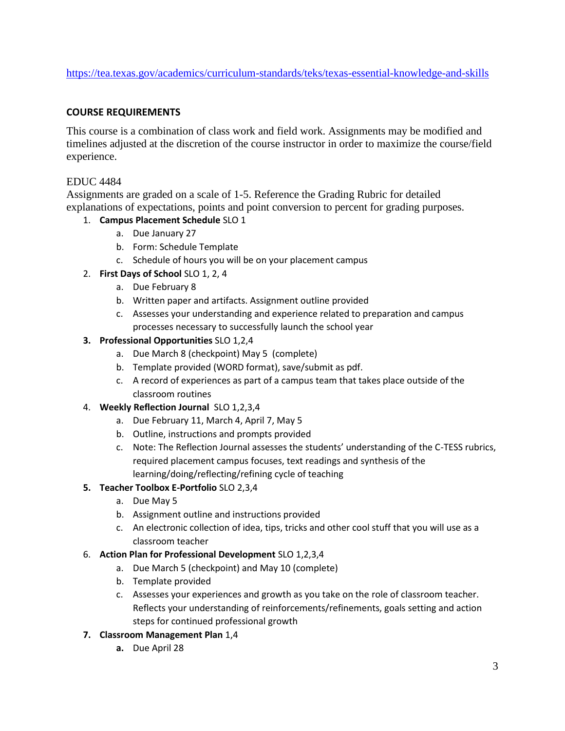https://tea.texas.gov/academics/curriculum-standards/teks/texas-essential-knowledge-and-skills

**COURSE REQUIREMENTS**

This course is a combination of class work and field work. Assignments may be modified and timelines adjusted at the discretion of the course instructor in order to maximize the course/field experience.

EDUC 4484

Assignments are graded on a scale of 1-5. Reference the Grading Rubric for detailed explanations of expectations, points and point conversion to percent for grading purposes.

1. **Campus Placement Schedule** SLO 1
    a. Due January 27
    b. Form: Schedule Template
    c. Schedule of hours you will be on your placement campus
2. **First Days of School** SLO 1, 2, 4
    a. Due February 8
    b. Written paper and artifacts. Assignment outline provided
    c. Assesses your understanding and experience related to preparation and campus processes necessary to successfully launch the school year
3. **Professional Opportunities** SLO 1,2,4
    a. Due March 8 (checkpoint) May 5 (complete)
    b. Template provided (WORD format), save/submit as pdf.
    c. A record of experiences as part of a campus team that takes place outside of the classroom routines
4. **Weekly Reflection Journal** SLO 1,2,3,4
    a. Due February 11, March 4, April 7, May 5
    b. Outline, instructions and prompts provided
    c. Note: The Reflection Journal assesses the students' understanding of the C-TESS rubrics, required placement campus focuses, text readings and synthesis of the learning/doing/reflecting/refining cycle of teaching
5. **Teacher Toolbox E-Portfolio** SLO 2,3,4
    a. Due May 5
    b. Assignment outline and instructions provided
    c. An electronic collection of idea, tips, tricks and other cool stuff that you will use as a classroom teacher
6. **Action Plan for Professional Development** SLO 1,2,3,4
    a. Due March 5 (checkpoint) and May 10 (complete)
    b. Template provided
    c. Assesses your experiences and growth as you take on the role of classroom teacher. Reflects your understanding of reinforcements/refinements, goals setting and action steps for continued professional growth
7. **Classroom Management Plan** 1,4
    **a.** Due April 28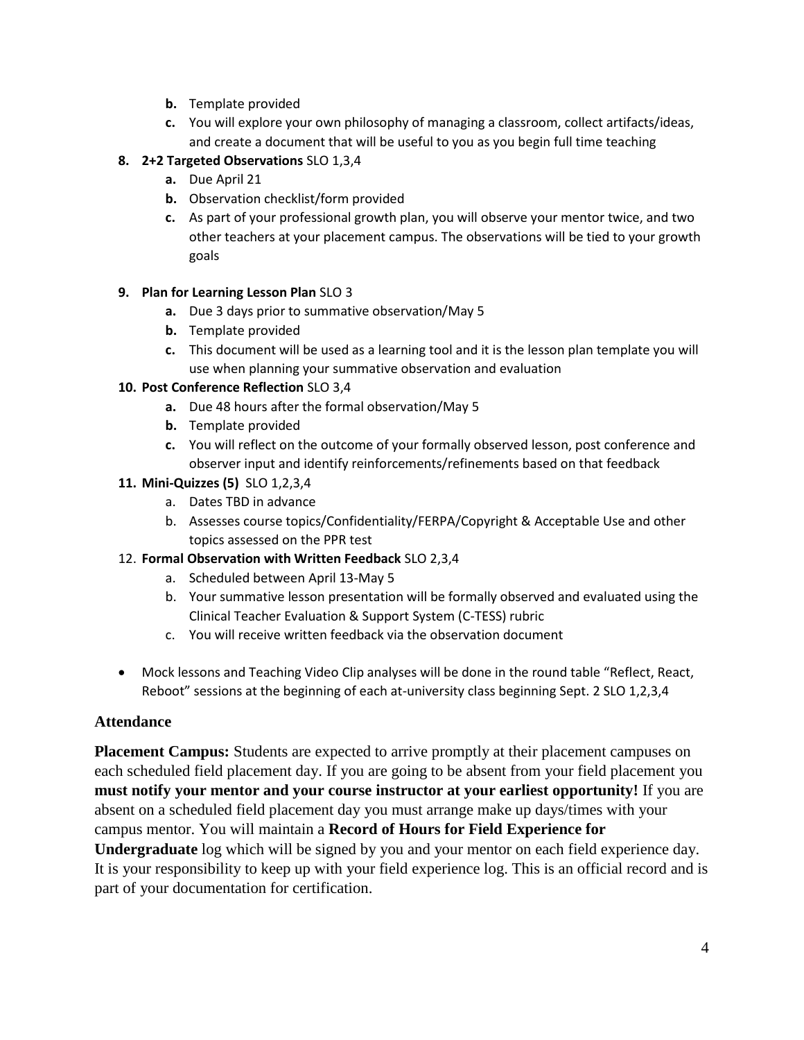- **b.** Template provided
   - **c.** You will explore your own philosophy of managing a classroom, collect artifacts/ideas, and create a document that will be useful to you as you begin full time teaching

8. **2+2 Targeted Observations** SLO 1,3,4
   - **a.** Due April 21
   - **b.** Observation checklist/form provided
   - **c.** As part of your professional growth plan, you will observe your mentor twice, and two other teachers at your placement campus. The observations will be tied to your growth goals

9. **Plan for Learning Lesson Plan** SLO 3
   - **a.** Due 3 days prior to summative observation/May 5
   - **b.** Template provided
   - **c.** This document will be used as a learning tool and it is the lesson plan template you will use when planning your summative observation and evaluation

10. **Post Conference Reflection** SLO 3,4
    - **a.** Due 48 hours after the formal observation/May 5
    - **b.** Template provided
    - **c.** You will reflect on the outcome of your formally observed lesson, post conference and observer input and identify reinforcements/refinements based on that feedback

11. **Mini-Quizzes (5)** SLO 1,2,3,4
    - a. Dates TBD in advance
    - b. Assesses course topics/Confidentiality/FERPA/Copyright & Acceptable Use and other topics assessed on the PPR test

12. **Formal Observation with Written Feedback** SLO 2,3,4
    - a. Scheduled between April 13-May 5
    - b. Your summative lesson presentation will be formally observed and evaluated using the Clinical Teacher Evaluation & Support System (C-TESS) rubric
    - c. You will receive written feedback via the observation document

- Mock lessons and Teaching Video Clip analyses will be done in the round table "Reflect, React, Reboot" sessions at the beginning of each at-university class beginning Sept. 2 SLO 1,2,3,4

## Attendance

**Placement Campus:** Students are expected to arrive promptly at their placement campuses on each scheduled field placement day. If you are going to be absent from your field placement you **must notify your mentor and your course instructor at your earliest opportunity!** If you are absent on a scheduled field placement day you must arrange make up days/times with your campus mentor. You will maintain a **Record of Hours for Field Experience for Undergraduate** log which will be signed by you and your mentor on each field experience day. It is your responsibility to keep up with your field experience log. This is an official record and is part of your documentation for certification.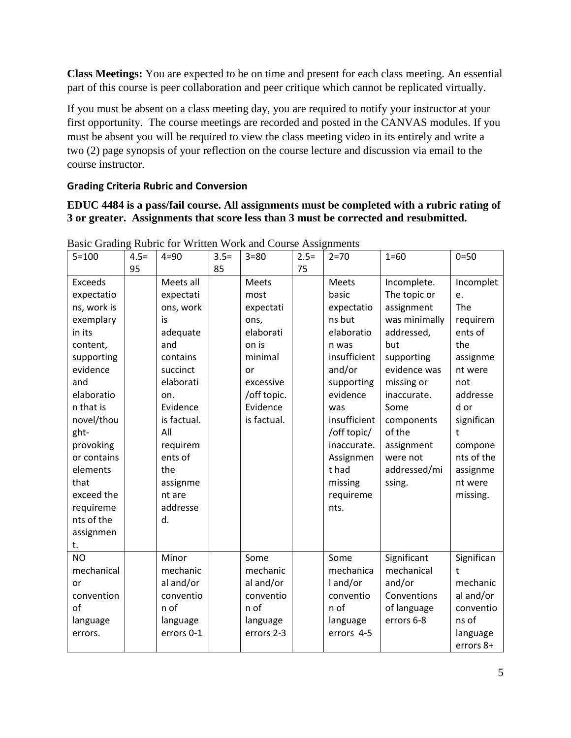**Class Meetings:** You are expected to be on time and present for each class meeting. An essential part of this course is peer collaboration and peer critique which cannot be replicated virtually.

If you must be absent on a class meeting day, you are required to notify your instructor at your first opportunity. The course meetings are recorded and posted in the CANVAS modules. If you must be absent you will be required to view the class meeting video in its entirely and write a two (2) page synopsis of your reflection on the course lecture and discussion via email to the course instructor.

### Grading Criteria Rubric and Conversion

**EDUC 4484 is a pass/fail course. All assignments must be completed with a rubric rating of 3 or greater. Assignments that score less than 3 must be corrected and resubmitted.**

Basic Grading Rubric for Written Work and Course Assignments

| 5=100 | 4.5=95 | 4=90 | 3.5=85 | 3=80 | 2.5=75 | 2=70 | 1=60 | 0=50 |
|---|---|---|---|---|---|---|---|---|
| Exceeds expectations, work is exemplary in its content, supporting evidence and elaboration that is novel/thought-provoking or contains elements that exceed the requirements of the assignment. | | Meets all expectations, work is adequate and contains succinct elaboration. Evidence is factual. All requirements of the assignment are addressed. | | Meets most expectations, elaboration is minimal or excessive /off topic. Evidence is factual. | | Meets basic expectations but elaboration was insufficient and/or supporting evidence was insufficient /off topic/ inaccurate. Assignment had missing requirements. | Incomplete. The topic or assignment was minimally addressed, but supporting evidence was missing or inaccurate. Some components of the assignment were not addressed/missing. | Incomplete. The requirements of the assignment were not addressed or significant components of the assignment were missing. |
| NO mechanical or convention of language errors. | | Minor mechanical and/or convention of language errors 0-1 | | Some mechanical and/or convention of language errors 2-3 | | Some mechanical and/or convention of language errors 4-5 | Significant mechanical and/or Conventions of language errors 6-8 | Significant mechanical and/or conventions of language errors 8+ |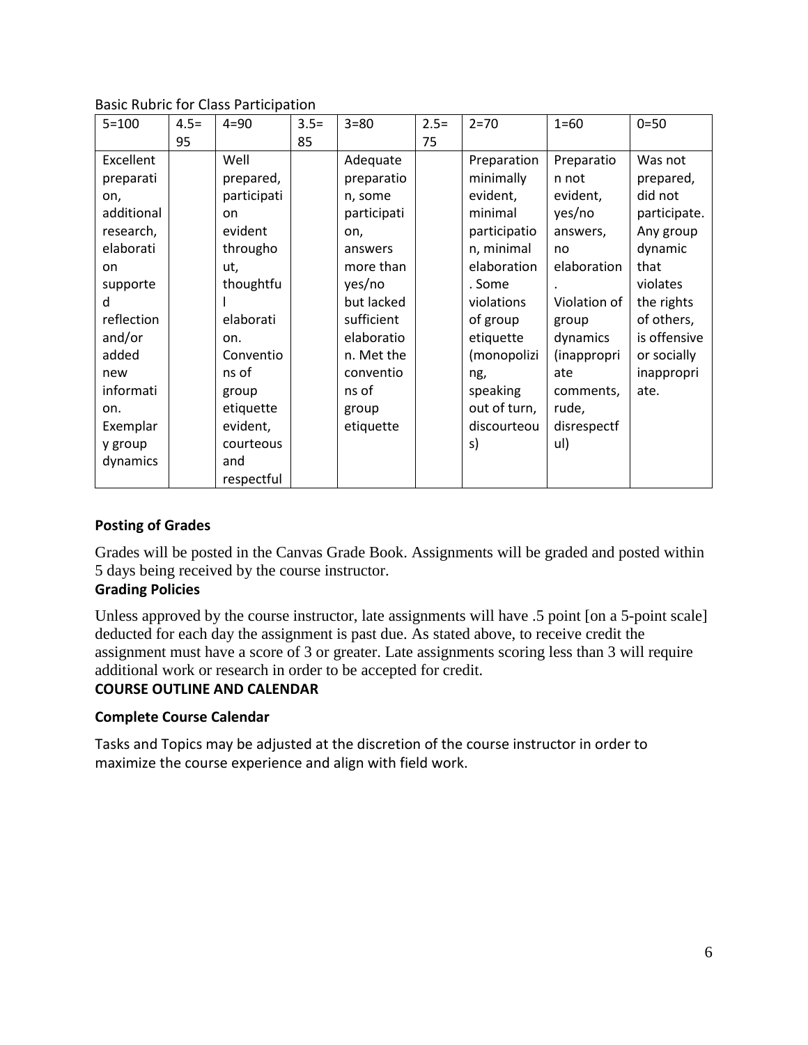Basic Rubric for Class Participation

| 5=100 | 4.5= 95 | 4=90 | 3.5= 85 | 3=80 | 2.5= 75 | 2=70 | 1=60 | 0=50 |
|---|---|---|---|---|---|---|---|---|
| Excellent preparation, additional research, elaboration supported reflection and/or added new information. Exemplary group dynamics | | Well prepared, participation evident throughout, thoughtful elaboration. Conventions of group etiquette evident, courteous and respectful | | Adequate preparation, some participation, answers more than yes/no but lacked sufficient elaboration. Met the conventions of group etiquette | | Preparation minimally evident, minimal participation, minimal elaboration. Some violations of group etiquette (monopolizing, speaking out of turn, discourteous) | Preparation not evident, yes/no answers, no elaboration. Violation of group dynamics (inappropriate comments, rude, disrespectful) | Was not prepared, did not participate. Any group dynamic that violates the rights of others, is offensive or socially inappropriate. |

**Posting of Grades**

Grades will be posted in the Canvas Grade Book. Assignments will be graded and posted within 5 days being received by the course instructor.

**Grading Policies**

Unless approved by the course instructor, late assignments will have .5 point [on a 5-point scale] deducted for each day the assignment is past due. As stated above, to receive credit the assignment must have a score of 3 or greater. Late assignments scoring less than 3 will require additional work or research in order to be accepted for credit.

**COURSE OUTLINE AND CALENDAR**

**Complete Course Calendar**

Tasks and Topics may be adjusted at the discretion of the course instructor in order to maximize the course experience and align with field work.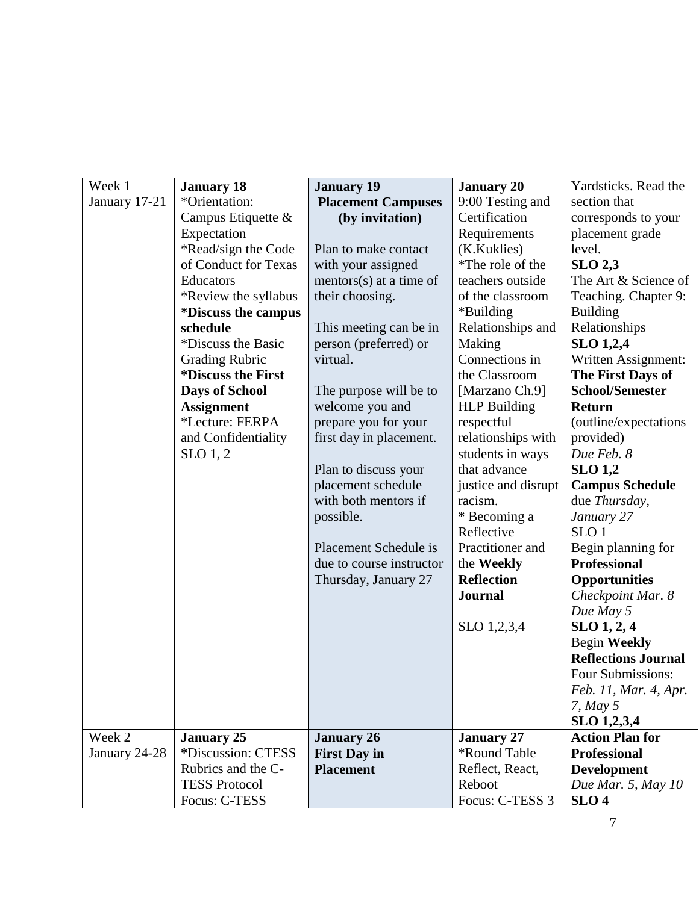| Week 1 January 17-21 | **January 18** *Orientation: Campus Etiquette & Expectation *Read/sign the Code of Conduct for Texas Educators *Review the syllabus ***Discuss the campus schedule** *Discuss the Basic Grading Rubric ***Discuss the First Days of School Assignment** *Lecture: FERPA and Confidentiality SLO 1, 2 | **January 19** **Placement Campuses (by invitation)** Plan to make contact with your assigned mentors(s) at a time of their choosing. This meeting can be in person (preferred) or virtual. The purpose will be to welcome you and prepare you for your first day in placement. Plan to discuss your placement schedule with both mentors if possible. Placement Schedule is due to course instructor Thursday, January 27 | **January 20** 9:00 Testing and Certification Requirements (K.Kuklies) *The role of the teachers outside of the classroom *Building Relationships and Making Connections in the Classroom [Marzano Ch.9] HLP Building respectful relationships with students in ways that advance justice and disrupt racism. * Becoming a Reflective Practitioner and the **Weekly Reflection Journal** SLO 1,2,3,4 | Yardsticks. Read the section that corresponds to your placement grade level. **SLO 2,3** The Art & Science of Teaching. Chapter 9: Building Relationships **SLO 1,2,4** Written Assignment: **The First Days of School/Semester Return** (outline/expectations provided) *Due Feb. 8* **SLO 1,2** **Campus Schedule** due *Thursday, January 27* SLO 1 Begin planning for **Professional Opportunities** *Checkpoint Mar. 8* *Due May 5* **SLO 1, 2, 4** Begin **Weekly Reflections Journal** Four Submissions: *Feb. 11, Mar. 4, Apr. 7, May 5* **SLO 1,2,3,4** |
|---|---|---|---|---|
| Week 2 January 24-28 | **January 25** ***Discussion: CTESS Rubrics and the C-TESS Protocol** Focus: C-TESS | **January 26** **First Day in Placement** | **January 27** *Round Table Reflect, React, Reboot Focus: C-TESS 3 | **Action Plan for Professional Development** *Due Mar. 5, May 10* **SLO 4** |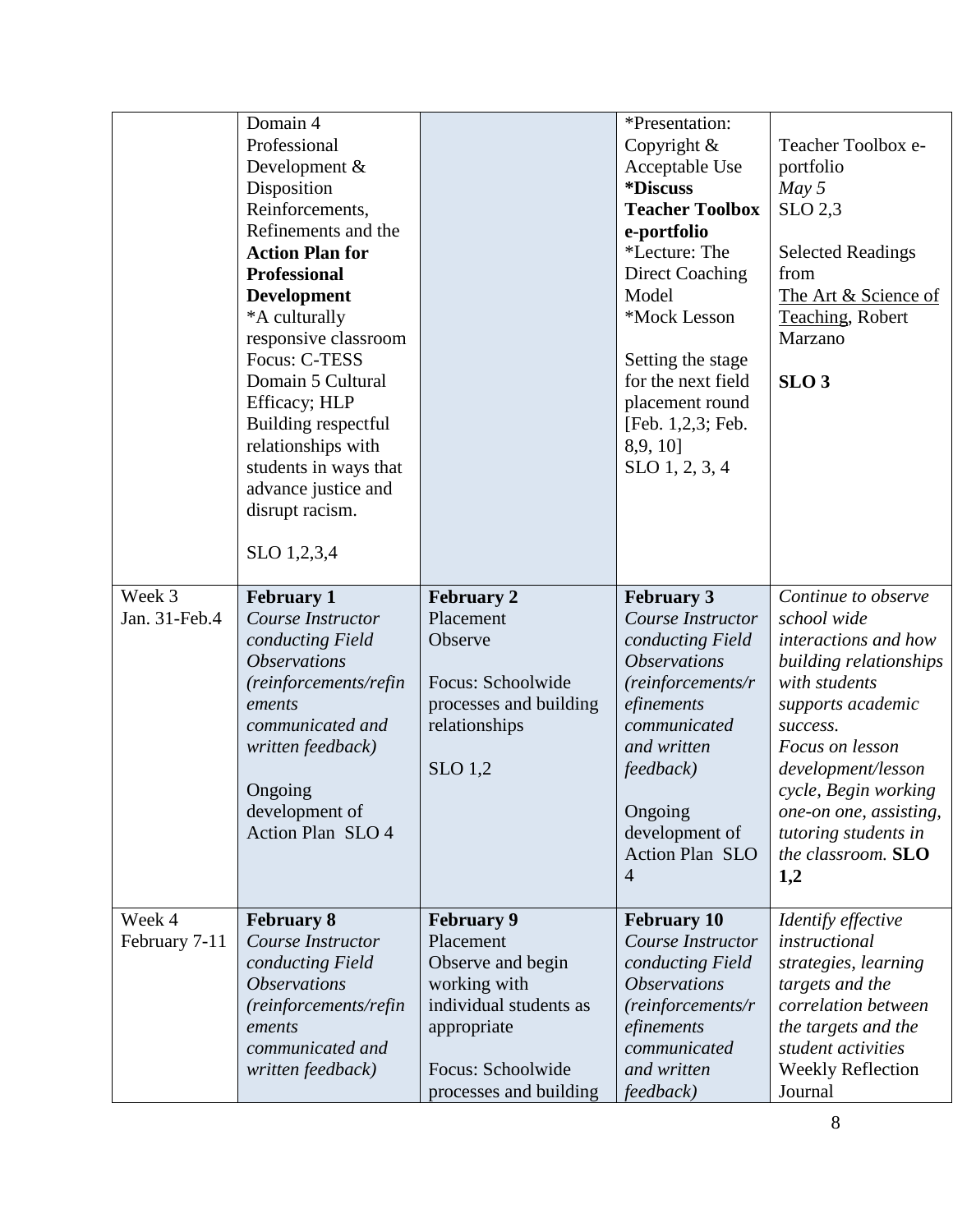| | | | | |
|---|---|---|---|---|
| | Domain 4 Professional Development & Disposition Reinforcements, Refinements and the **Action Plan for Professional Development** *A culturally responsive classroom Focus: C-TESS Domain 5 Cultural Efficacy; HLP Building respectful relationships with students in ways that advance justice and disrupt racism.<br><br>SLO 1,2,3,4 | | *Presentation: Copyright & Acceptable Use **\*Discuss Teacher Toolbox e-portfolio** *Lecture: The Direct Coaching Model *Mock Lesson<br><br>Setting the stage for the next field placement round [Feb. 1,2,3; Feb. 8,9, 10] SLO 1, 2, 3, 4 | Teacher Toolbox e-portfolio *May 5* SLO 2,3<br><br>Selected Readings from The Art & Science of Teaching, Robert Marzano<br><br>**SLO 3** |
| Week 3 Jan. 31-Feb.4 | **February 1** *Course Instructor conducting Field Observations (reinforcements/refinements communicated and written feedback)*<br><br>Ongoing development of Action Plan SLO 4 | **February 2** Placement Observe<br><br>Focus: Schoolwide processes and building relationships<br><br>SLO 1,2 | **February 3** *Course Instructor conducting Field Observations (reinforcements/refinements communicated and written feedback)*<br><br>Ongoing development of Action Plan SLO 4 | *Continue to observe school wide interactions and how building relationships with students supports academic success. Focus on lesson development/lesson cycle, Begin working one-on one, assisting, tutoring students in the classroom.* **SLO 1,2** |
| Week 4 February 7-11 | **February 8** *Course Instructor conducting Field Observations (reinforcements/refinements communicated and written feedback)* | **February 9** Placement Observe and begin working with individual students as appropriate<br><br>Focus: Schoolwide processes and building | **February 10** *Course Instructor conducting Field Observations (reinforcements/refinements communicated and written feedback)* | *Identify effective instructional strategies, learning targets and the correlation between the targets and the student activities* Weekly Reflection Journal |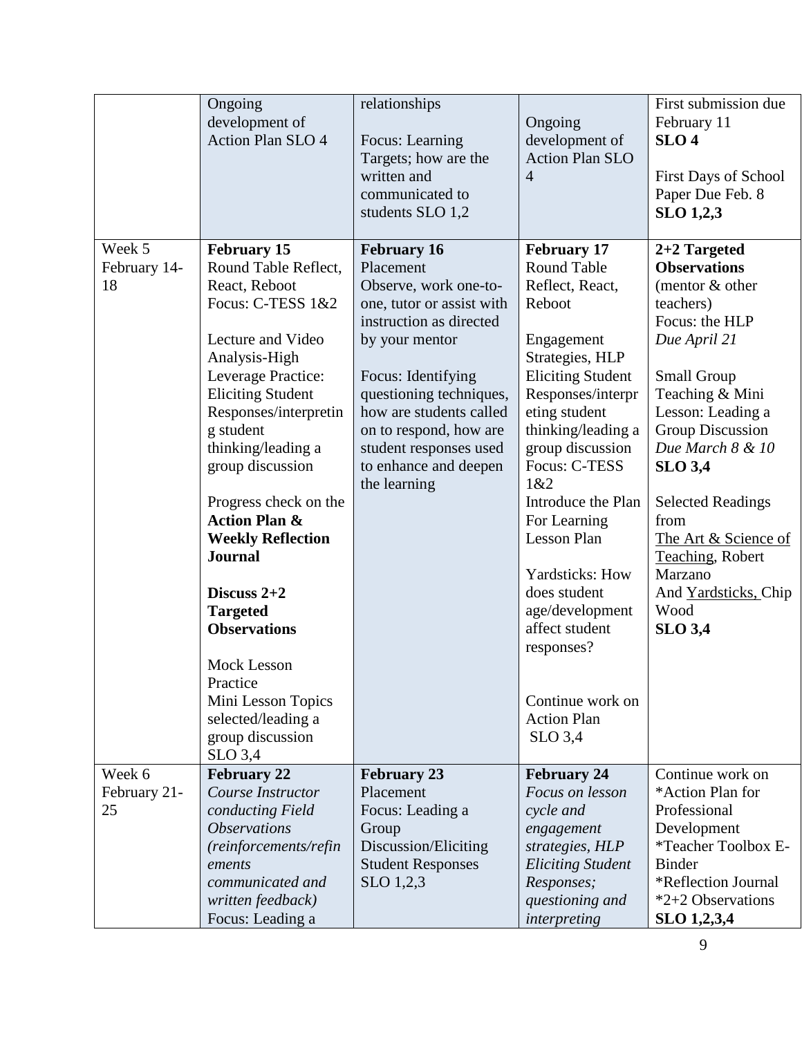| | | | | |
|---|---|---|---|---|
| | Ongoing development of Action Plan SLO 4 | relationships<br><br>Focus: Learning Targets; how are the written and communicated to students SLO 1,2 | Ongoing development of Action Plan SLO 4 | First submission due February 11<br>**SLO 4**<br><br>First Days of School Paper Due Feb. 8<br>**SLO 1,2,3** |
| Week 5<br>February 14-18 | **February 15**<br>Round Table Reflect, React, Reboot<br>Focus: C-TESS 1&2<br><br>Lecture and Video Analysis-High Leverage Practice: Eliciting Student Responses/interpreting student thinking/leading a group discussion<br><br>Progress check on the **Action Plan & Weekly Reflection Journal**<br><br>**Discuss 2+2 Targeted Observations**<br><br>Mock Lesson Practice<br>Mini Lesson Topics selected/leading a group discussion<br>SLO 3,4 | **February 16**<br>Placement<br>Observe, work one-to-one, tutor or assist with instruction as directed by your mentor<br><br>Focus: Identifying questioning techniques, how are students called on to respond, how are student responses used to enhance and deepen the learning | **February 17**<br>Round Table Reflect, React, Reboot<br><br>Engagement Strategies, HLP Eliciting Student Responses/interpreting student thinking/leading a group discussion<br>Focus: C-TESS 1&2<br>Introduce the Plan For Learning Lesson Plan<br><br>Yardsticks: How does student age/development affect student responses?<br><br>Continue work on Action Plan<br>SLO 3,4 | **2+2 Targeted Observations**<br>(mentor & other teachers)<br>Focus: the HLP<br>*Due April 21*<br><br>Small Group Teaching & Mini Lesson: Leading a Group Discussion<br>*Due March 8 & 10*<br>**SLO 3,4**<br><br>Selected Readings from <u>The Art & Science of Teaching</u>, Robert Marzano<br>And <u>Yardsticks,</u> Chip Wood<br>**SLO 3,4** |
| Week 6<br>February 21-25 | **February 22**<br>*Course Instructor conducting Field Observations (reinforcements/refinements communicated and written feedback)*<br>Focus: Leading a | **February 23**<br>Placement<br>Focus: Leading a Group Discussion/Eliciting Student Responses<br>SLO 1,2,3 | **February 24**<br>*Focus on lesson cycle and engagement strategies, HLP Eliciting Student Responses; questioning and interpreting* | Continue work on<br>*Action Plan for Professional Development<br>*Teacher Toolbox E-Binder<br>*Reflection Journal<br>*2+2 Observations<br>**SLO 1,2,3,4** |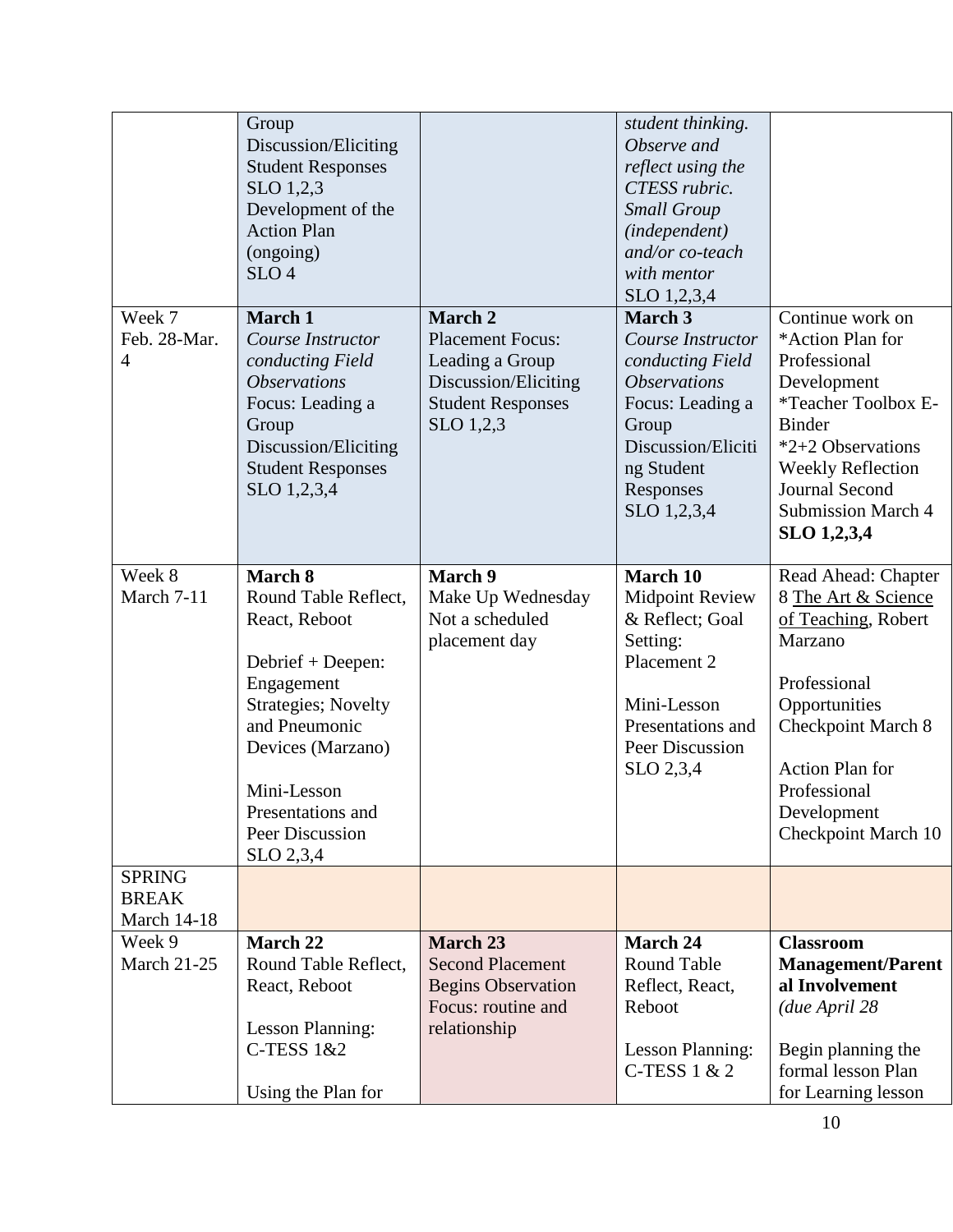| | | | | |
|---|---|---|---|---|
| | Group Discussion/Eliciting Student Responses SLO 1,2,3 Development of the Action Plan (ongoing) SLO 4 | | *student thinking. Observe and reflect using the CTESS rubric. Small Group (independent) and/or co-teach with mentor* SLO 1,2,3,4 | |
| Week 7 Feb. 28-Mar. 4 | **March 1** *Course Instructor conducting Field Observations* Focus: Leading a Group Discussion/Eliciting Student Responses SLO 1,2,3,4 | **March 2** Placement Focus: Leading a Group Discussion/Eliciting Student Responses SLO 1,2,3 | **March 3** *Course Instructor conducting Field Observations* Focus: Leading a Group Discussion/Eliciting Student Responses SLO 1,2,3,4 | Continue work on *Action Plan for Professional Development *Teacher Toolbox E-Binder *2+2 Observations Weekly Reflection Journal Second Submission March 4 **SLO 1,2,3,4** |
| Week 8 March 7-11 | **March 8** Round Table Reflect, React, Reboot<br><br>Debrief + Deepen: Engagement Strategies; Novelty and Pneumonic Devices (Marzano)<br><br>Mini-Lesson Presentations and Peer Discussion SLO 2,3,4 | **March 9** Make Up Wednesday Not a scheduled placement day | **March 10** Midpoint Review & Reflect; Goal Setting: Placement 2<br><br>Mini-Lesson Presentations and Peer Discussion SLO 2,3,4 | Read Ahead: Chapter 8 The Art & Science of Teaching, Robert Marzano<br><br>Professional Opportunities Checkpoint March 8<br><br>Action Plan for Professional Development Checkpoint March 10 |
| SPRING BREAK March 14-18 | | | | |
| Week 9 March 21-25 | **March 22** Round Table Reflect, React, Reboot<br><br>Lesson Planning: C-TESS 1&2<br><br>Using the Plan for | **March 23** Second Placement Begins Observation Focus: routine and relationship | **March 24** Round Table Reflect, React, Reboot<br><br>Lesson Planning: C-TESS 1 & 2 | **Classroom Management/Parental Involvement** *(due April 28*<br><br>Begin planning the formal lesson Plan for Learning lesson |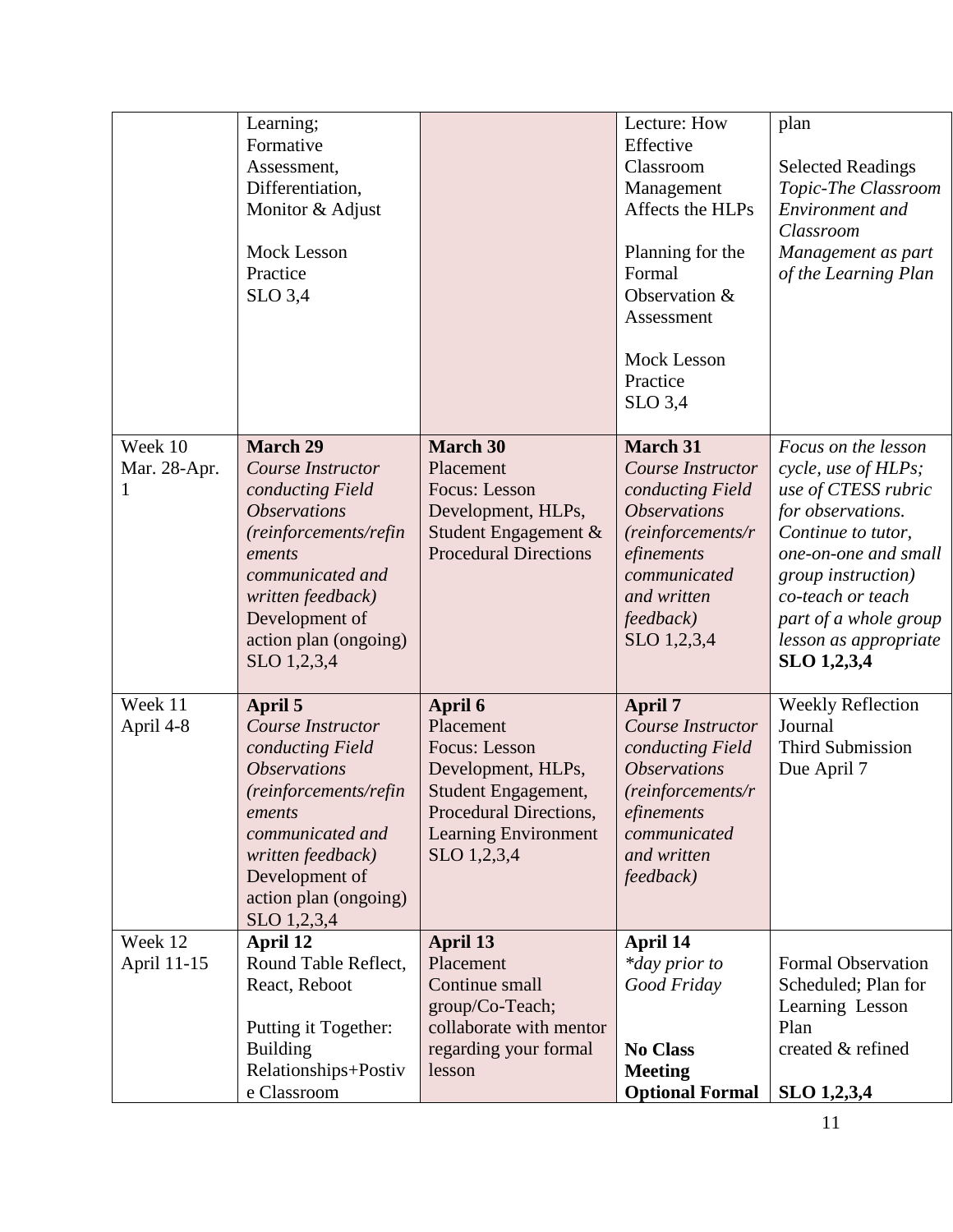| | | | | |
|---|---|---|---|---|
| | Learning; Formative Assessment, Differentiation, Monitor & Adjust<br><br>Mock Lesson Practice SLO 3,4 | | Lecture: How Effective Classroom Management Affects the HLPs<br><br>Planning for the Formal Observation & Assessment<br><br>Mock Lesson Practice SLO 3,4 | plan<br><br>Selected Readings *Topic-The Classroom Environment and Classroom Management as part of the Learning Plan* |
| Week 10 Mar. 28-Apr. 1 | **March 29** *Course Instructor conducting Field Observations (reinforcements/refinements communicated and written feedback)* Development of action plan (ongoing) SLO 1,2,3,4 | **March 30** Placement Focus: Lesson Development, HLPs, Student Engagement & Procedural Directions | **March 31** *Course Instructor conducting Field Observations (reinforcements/refinements communicated and written feedback)* SLO 1,2,3,4 | *Focus on the lesson cycle, use of HLPs; use of CTESS rubric for observations. Continue to tutor, one-on-one and small group instruction) co-teach or teach part of a whole group lesson as appropriate* **SLO 1,2,3,4** |
| Week 11 April 4-8 | **April 5** *Course Instructor conducting Field Observations (reinforcements/refinements communicated and written feedback)* Development of action plan (ongoing) SLO 1,2,3,4 | **April 6** Placement Focus: Lesson Development, HLPs, Student Engagement, Procedural Directions, Learning Environment SLO 1,2,3,4 | **April 7** *Course Instructor conducting Field Observations (reinforcements/refinements communicated and written feedback)* | Weekly Reflection Journal Third Submission Due April 7 |
| Week 12 April 11-15 | **April 12** Round Table Reflect, React, Reboot<br><br>Putting it Together: Building Relationships+Postive Classroom | **April 13** Placement Continue small group/Co-Teach; collaborate with mentor regarding your formal lesson | **April 14** *\*day prior to Good Friday*<br><br>**No Class Meeting Optional Formal** | Formal Observation Scheduled; Plan for Learning Lesson Plan created & refined<br><br>**SLO 1,2,3,4** |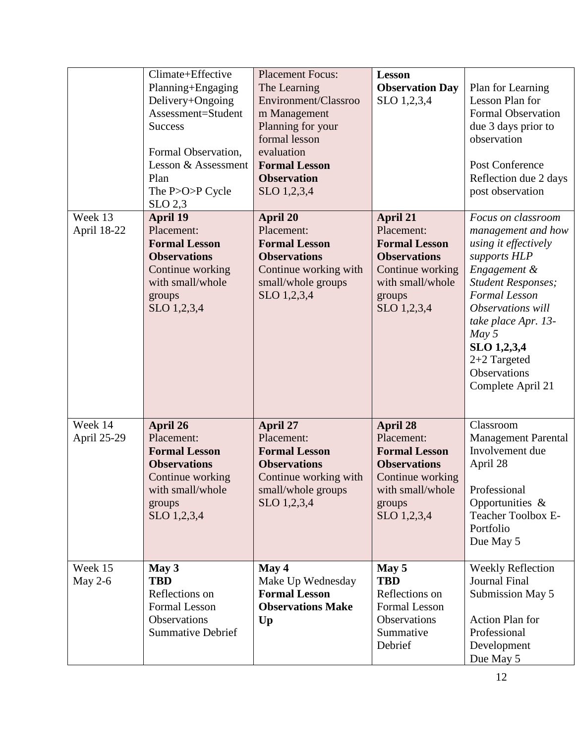| | | | | |
|---|---|---|---|---|
| | Climate+Effective Planning+Engaging Delivery+Ongoing Assessment=Student Success<br><br>Formal Observation, Lesson & Assessment Plan<br>The P>O>P Cycle<br>SLO 2,3 | Placement Focus: The Learning Environment/Classroom Management<br>Planning for your formal lesson evaluation<br>**Formal Lesson Observation**<br>SLO 1,2,3,4 | **Lesson Observation Day**<br>SLO 1,2,3,4 | Plan for Learning Lesson Plan for Formal Observation due 3 days prior to observation<br><br>Post Conference Reflection due 2 days post observation |
| Week 13<br>April 18-22 | **April 19**<br>Placement:<br>**Formal Lesson Observations**<br>Continue working with small/whole groups<br>SLO 1,2,3,4 | **April 20**<br>Placement:<br>**Formal Lesson Observations**<br>Continue working with small/whole groups<br>SLO 1,2,3,4 | **April 21**<br>Placement:<br>**Formal Lesson Observations**<br>Continue working with small/whole groups<br>SLO 1,2,3,4 | *Focus on classroom management and how using it effectively supports HLP Engagement & Student Responses; Formal Lesson Observations will take place Apr. 13-May 5*<br>**SLO 1,2,3,4**<br>2+2 Targeted Observations Complete April 21 |
| Week 14<br>April 25-29 | **April 26**<br>Placement:<br>**Formal Lesson Observations**<br>Continue working with small/whole groups<br>SLO 1,2,3,4 | **April 27**<br>Placement:<br>**Formal Lesson Observations**<br>Continue working with small/whole groups<br>SLO 1,2,3,4 | **April 28**<br>Placement:<br>**Formal Lesson Observations**<br>Continue working with small/whole groups<br>SLO 1,2,3,4 | Classroom Management Parental Involvement due April 28<br><br>Professional Opportunities & Teacher Toolbox E-Portfolio<br>Due May 5 |
| Week 15<br>May 2-6 | **May 3**<br>**TBD**<br>Reflections on Formal Lesson Observations<br>Summative Debrief | **May 4**<br>Make Up Wednesday<br>**Formal Lesson Observations Make Up** | **May 5**<br>**TBD**<br>Reflections on Formal Lesson Observations<br>Summative Debrief | Weekly Reflection Journal Final Submission May 5<br><br>Action Plan for Professional Development<br>Due May 5 |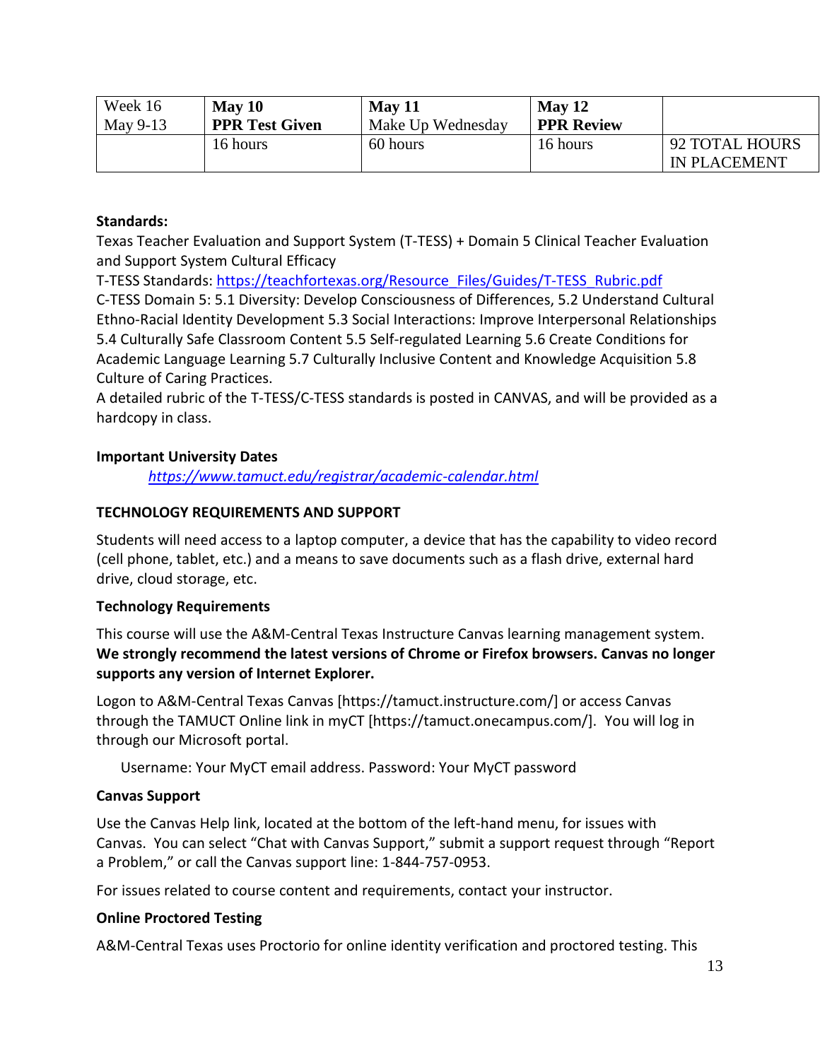| Week 16<br>May 9-13 | **May 10**<br>**PPR Test Given** | **May 11**<br>Make Up Wednesday | **May 12**<br>**PPR Review** | |
|---|---|---|---|---|
| | 16 hours | 60 hours | 16 hours | 92 TOTAL HOURS IN PLACEMENT |

**Standards:**

Texas Teacher Evaluation and Support System (T-TESS) + Domain 5 Clinical Teacher Evaluation and Support System Cultural Efficacy

T-TESS Standards: https://teachfortexas.org/Resource_Files/Guides/T-TESS_Rubric.pdf

C-TESS Domain 5: 5.1 Diversity: Develop Consciousness of Differences, 5.2 Understand Cultural Ethno-Racial Identity Development 5.3 Social Interactions: Improve Interpersonal Relationships 5.4 Culturally Safe Classroom Content 5.5 Self-regulated Learning 5.6 Create Conditions for Academic Language Learning 5.7 Culturally Inclusive Content and Knowledge Acquisition 5.8 Culture of Caring Practices.

A detailed rubric of the T-TESS/C-TESS standards is posted in CANVAS, and will be provided as a hardcopy in class.

**Important University Dates**

*https://www.tamuct.edu/registrar/academic-calendar.html*

**TECHNOLOGY REQUIREMENTS AND SUPPORT**

Students will need access to a laptop computer, a device that has the capability to video record (cell phone, tablet, etc.) and a means to save documents such as a flash drive, external hard drive, cloud storage, etc.

**Technology Requirements**

This course will use the A&M-Central Texas Instructure Canvas learning management system. **We strongly recommend the latest versions of Chrome or Firefox browsers. Canvas no longer supports any version of Internet Explorer.**

Logon to A&M-Central Texas Canvas [https://tamuct.instructure.com/] or access Canvas through the TAMUCT Online link in myCT [https://tamuct.onecampus.com/]. You will log in through our Microsoft portal.

Username: Your MyCT email address. Password: Your MyCT password

**Canvas Support**

Use the Canvas Help link, located at the bottom of the left-hand menu, for issues with Canvas. You can select "Chat with Canvas Support," submit a support request through "Report a Problem," or call the Canvas support line: 1-844-757-0953.

For issues related to course content and requirements, contact your instructor.

**Online Proctored Testing**

A&M-Central Texas uses Proctorio for online identity verification and proctored testing. This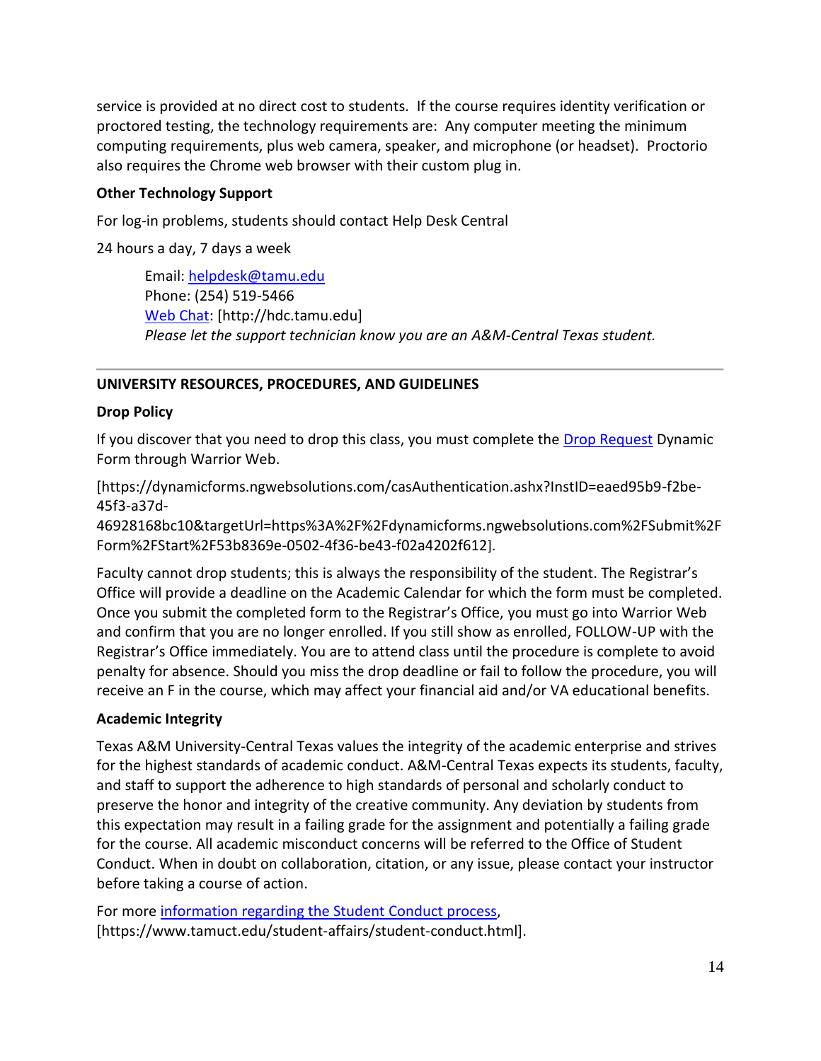service is provided at no direct cost to students. If the course requires identity verification or proctored testing, the technology requirements are: Any computer meeting the minimum computing requirements, plus web camera, speaker, and microphone (or headset). Proctorio also requires the Chrome web browser with their custom plug in.

**Other Technology Support**

For log-in problems, students should contact Help Desk Central

24 hours a day, 7 days a week

> Email: helpdesk@tamu.edu
> Phone: (254) 519-5466
> Web Chat: [http://hdc.tamu.edu]
> *Please let the support technician know you are an A&M-Central Texas student.*

---

**UNIVERSITY RESOURCES, PROCEDURES, AND GUIDELINES**

**Drop Policy**

If you discover that you need to drop this class, you must complete the Drop Request Dynamic Form through Warrior Web.

[https://dynamicforms.ngwebsolutions.com/casAuthentication.ashx?InstID=eaed95b9-f2be-45f3-a37d-46928168bc10&targetUrl=https%3A%2F%2Fdynamicforms.ngwebsolutions.com%2FSubmit%2FForm%2FStart%2F53b8369e-0502-4f36-be43-f02a4202f612].

Faculty cannot drop students; this is always the responsibility of the student. The Registrar's Office will provide a deadline on the Academic Calendar for which the form must be completed. Once you submit the completed form to the Registrar's Office, you must go into Warrior Web and confirm that you are no longer enrolled. If you still show as enrolled, FOLLOW-UP with the Registrar's Office immediately. You are to attend class until the procedure is complete to avoid penalty for absence. Should you miss the drop deadline or fail to follow the procedure, you will receive an F in the course, which may affect your financial aid and/or VA educational benefits.

**Academic Integrity**

Texas A&M University-Central Texas values the integrity of the academic enterprise and strives for the highest standards of academic conduct. A&M-Central Texas expects its students, faculty, and staff to support the adherence to high standards of personal and scholarly conduct to preserve the honor and integrity of the creative community. Any deviation by students from this expectation may result in a failing grade for the assignment and potentially a failing grade for the course. All academic misconduct concerns will be referred to the Office of Student Conduct. When in doubt on collaboration, citation, or any issue, please contact your instructor before taking a course of action.

For more information regarding the Student Conduct process, [https://www.tamuct.edu/student-affairs/student-conduct.html].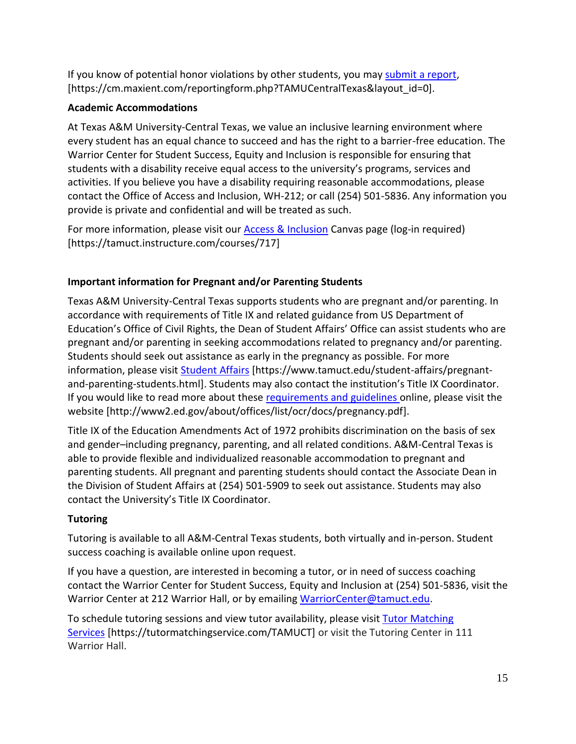If you know of potential honor violations by other students, you may submit a report, [https://cm.maxient.com/reportingform.php?TAMUCentralTexas&layout_id=0].

**Academic Accommodations**

At Texas A&M University-Central Texas, we value an inclusive learning environment where every student has an equal chance to succeed and has the right to a barrier-free education. The Warrior Center for Student Success, Equity and Inclusion is responsible for ensuring that students with a disability receive equal access to the university's programs, services and activities. If you believe you have a disability requiring reasonable accommodations, please contact the Office of Access and Inclusion, WH-212; or call (254) 501-5836. Any information you provide is private and confidential and will be treated as such.

For more information, please visit our Access & Inclusion Canvas page (log-in required) [https://tamuct.instructure.com/courses/717]

**Important information for Pregnant and/or Parenting Students**

Texas A&M University-Central Texas supports students who are pregnant and/or parenting. In accordance with requirements of Title IX and related guidance from US Department of Education's Office of Civil Rights, the Dean of Student Affairs' Office can assist students who are pregnant and/or parenting in seeking accommodations related to pregnancy and/or parenting. Students should seek out assistance as early in the pregnancy as possible. For more information, please visit Student Affairs [https://www.tamuct.edu/student-affairs/pregnant-and-parenting-students.html]. Students may also contact the institution's Title IX Coordinator. If you would like to read more about these requirements and guidelines online, please visit the website [http://www2.ed.gov/about/offices/list/ocr/docs/pregnancy.pdf].

Title IX of the Education Amendments Act of 1972 prohibits discrimination on the basis of sex and gender–including pregnancy, parenting, and all related conditions. A&M-Central Texas is able to provide flexible and individualized reasonable accommodation to pregnant and parenting students. All pregnant and parenting students should contact the Associate Dean in the Division of Student Affairs at (254) 501-5909 to seek out assistance. Students may also contact the University's Title IX Coordinator.

**Tutoring**

Tutoring is available to all A&M-Central Texas students, both virtually and in-person. Student success coaching is available online upon request.

If you have a question, are interested in becoming a tutor, or in need of success coaching contact the Warrior Center for Student Success, Equity and Inclusion at (254) 501-5836, visit the Warrior Center at 212 Warrior Hall, or by emailing WarriorCenter@tamuct.edu.

To schedule tutoring sessions and view tutor availability, please visit Tutor Matching Services [https://tutormatchingservice.com/TAMUCT] or visit the Tutoring Center in 111 Warrior Hall.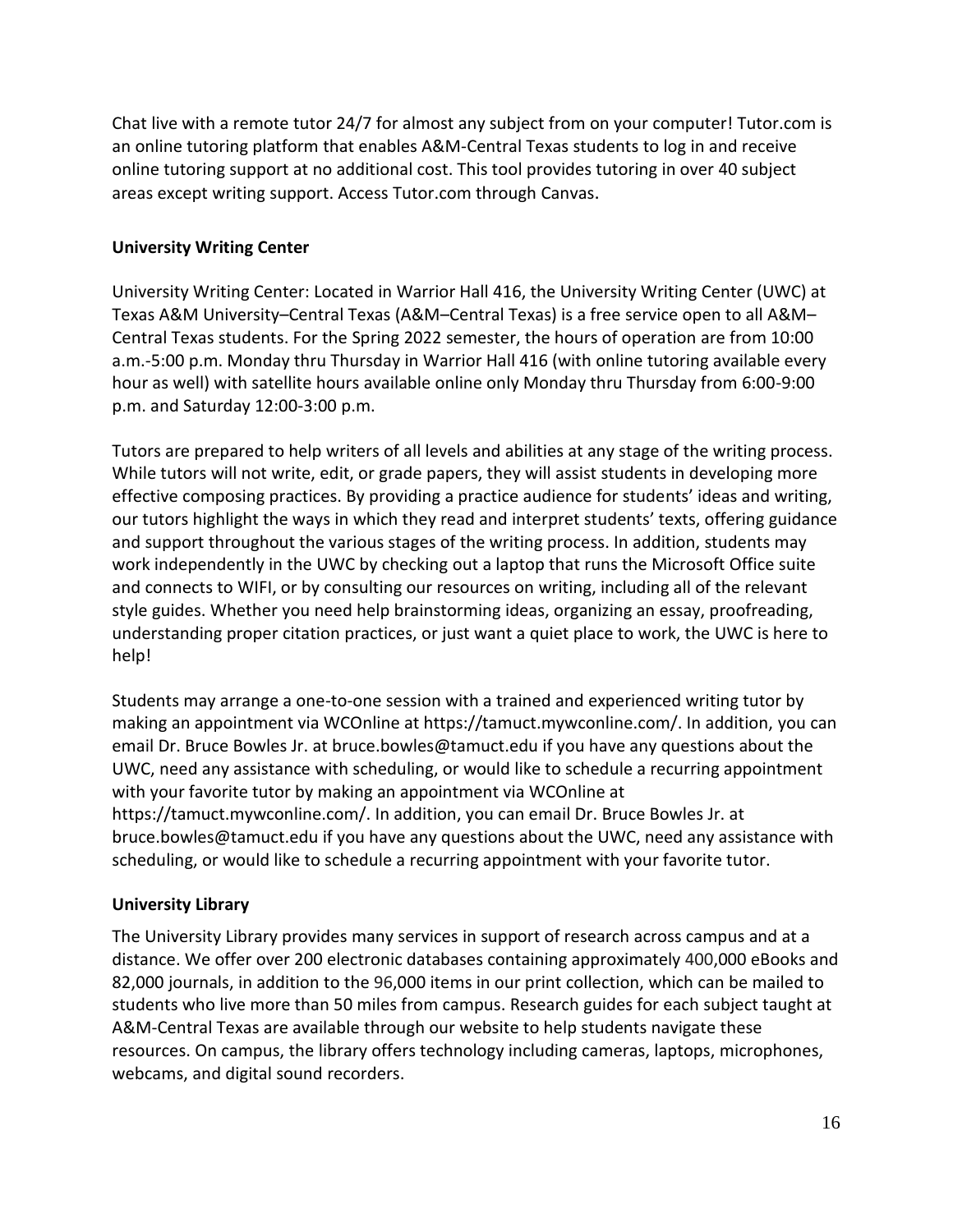Chat live with a remote tutor 24/7 for almost any subject from on your computer! Tutor.com is an online tutoring platform that enables A&M-Central Texas students to log in and receive online tutoring support at no additional cost. This tool provides tutoring in over 40 subject areas except writing support. Access Tutor.com through Canvas.

**University Writing Center**

University Writing Center: Located in Warrior Hall 416, the University Writing Center (UWC) at Texas A&M University–Central Texas (A&M–Central Texas) is a free service open to all A&M–Central Texas students. For the Spring 2022 semester, the hours of operation are from 10:00 a.m.-5:00 p.m. Monday thru Thursday in Warrior Hall 416 (with online tutoring available every hour as well) with satellite hours available online only Monday thru Thursday from 6:00-9:00 p.m. and Saturday 12:00-3:00 p.m.

Tutors are prepared to help writers of all levels and abilities at any stage of the writing process. While tutors will not write, edit, or grade papers, they will assist students in developing more effective composing practices. By providing a practice audience for students' ideas and writing, our tutors highlight the ways in which they read and interpret students' texts, offering guidance and support throughout the various stages of the writing process. In addition, students may work independently in the UWC by checking out a laptop that runs the Microsoft Office suite and connects to WIFI, or by consulting our resources on writing, including all of the relevant style guides. Whether you need help brainstorming ideas, organizing an essay, proofreading, understanding proper citation practices, or just want a quiet place to work, the UWC is here to help!

Students may arrange a one-to-one session with a trained and experienced writing tutor by making an appointment via WCOnline at https://tamuct.mywconline.com/. In addition, you can email Dr. Bruce Bowles Jr. at bruce.bowles@tamuct.edu if you have any questions about the UWC, need any assistance with scheduling, or would like to schedule a recurring appointment with your favorite tutor by making an appointment via WCOnline at https://tamuct.mywconline.com/. In addition, you can email Dr. Bruce Bowles Jr. at bruce.bowles@tamuct.edu if you have any questions about the UWC, need any assistance with scheduling, or would like to schedule a recurring appointment with your favorite tutor.

**University Library**

The University Library provides many services in support of research across campus and at a distance. We offer over 200 electronic databases containing approximately 400,000 eBooks and 82,000 journals, in addition to the 96,000 items in our print collection, which can be mailed to students who live more than 50 miles from campus. Research guides for each subject taught at A&M-Central Texas are available through our website to help students navigate these resources. On campus, the library offers technology including cameras, laptops, microphones, webcams, and digital sound recorders.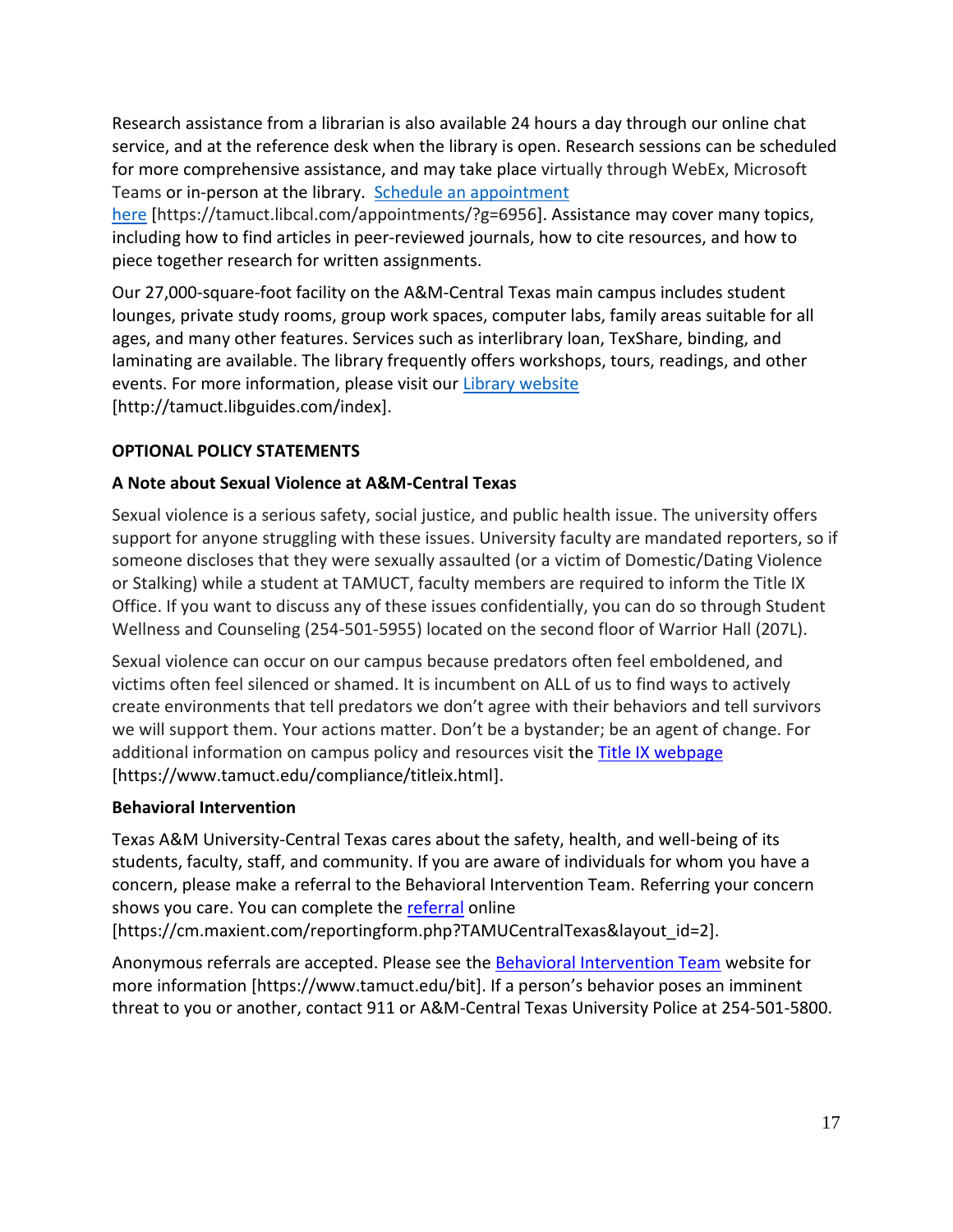Research assistance from a librarian is also available 24 hours a day through our online chat service, and at the reference desk when the library is open. Research sessions can be scheduled for more comprehensive assistance, and may take place virtually through WebEx, Microsoft Teams or in-person at the library. [Schedule an appointment here](https://tamuct.libcal.com/appointments/?g=6956) [https://tamuct.libcal.com/appointments/?g=6956]. Assistance may cover many topics, including how to find articles in peer-reviewed journals, how to cite resources, and how to piece together research for written assignments.

Our 27,000-square-foot facility on the A&M-Central Texas main campus includes student lounges, private study rooms, group work spaces, computer labs, family areas suitable for all ages, and many other features. Services such as interlibrary loan, TexShare, binding, and laminating are available. The library frequently offers workshops, tours, readings, and other events. For more information, please visit our [Library website](http://tamuct.libguides.com/index) [http://tamuct.libguides.com/index].

**OPTIONAL POLICY STATEMENTS**

**A Note about Sexual Violence at A&M-Central Texas**

Sexual violence is a serious safety, social justice, and public health issue. The university offers support for anyone struggling with these issues. University faculty are mandated reporters, so if someone discloses that they were sexually assaulted (or a victim of Domestic/Dating Violence or Stalking) while a student at TAMUCT, faculty members are required to inform the Title IX Office. If you want to discuss any of these issues confidentially, you can do so through Student Wellness and Counseling (254-501-5955) located on the second floor of Warrior Hall (207L).

Sexual violence can occur on our campus because predators often feel emboldened, and victims often feel silenced or shamed. It is incumbent on ALL of us to find ways to actively create environments that tell predators we don't agree with their behaviors and tell survivors we will support them. Your actions matter. Don't be a bystander; be an agent of change. For additional information on campus policy and resources visit the [Title IX webpage](https://www.tamuct.edu/compliance/titleix.html) [https://www.tamuct.edu/compliance/titleix.html].

**Behavioral Intervention**

Texas A&M University-Central Texas cares about the safety, health, and well-being of its students, faculty, staff, and community. If you are aware of individuals for whom you have a concern, please make a referral to the Behavioral Intervention Team. Referring your concern shows you care. You can complete the [referral](https://cm.maxient.com/reportingform.php?TAMUCentralTexas&layout_id=2) online [https://cm.maxient.com/reportingform.php?TAMUCentralTexas&layout_id=2].

Anonymous referrals are accepted. Please see the [Behavioral Intervention Team](https://www.tamuct.edu/bit) website for more information [https://www.tamuct.edu/bit]. If a person's behavior poses an imminent threat to you or another, contact 911 or A&M-Central Texas University Police at 254-501-5800.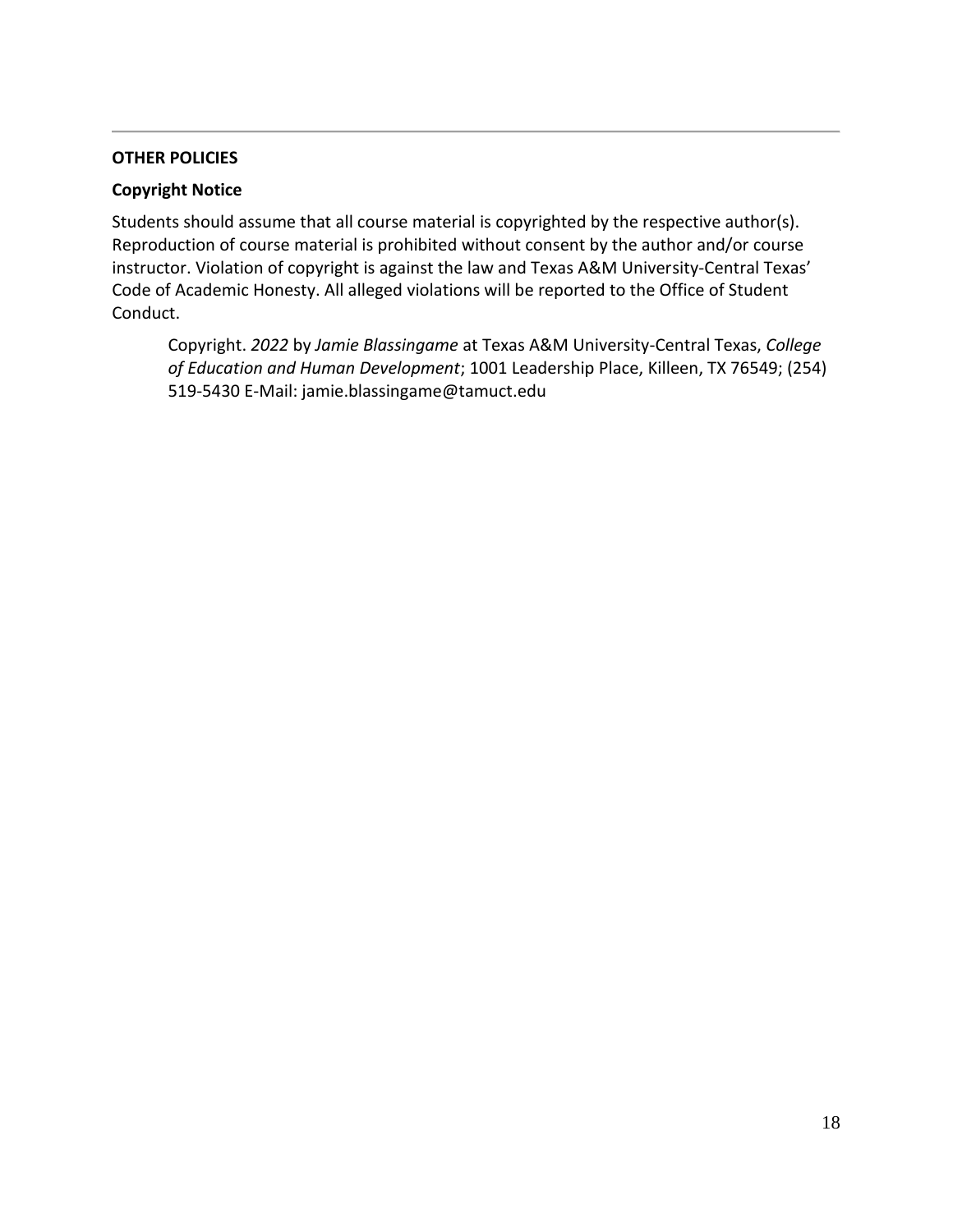**OTHER POLICIES**

**Copyright Notice**

Students should assume that all course material is copyrighted by the respective author(s). Reproduction of course material is prohibited without consent by the author and/or course instructor. Violation of copyright is against the law and Texas A&M University-Central Texas' Code of Academic Honesty. All alleged violations will be reported to the Office of Student Conduct.

> Copyright. *2022* by *Jamie Blassingame* at Texas A&M University-Central Texas, *College of Education and Human Development*; 1001 Leadership Place, Killeen, TX 76549; (254) 519-5430 E-Mail: jamie.blassingame@tamuct.edu